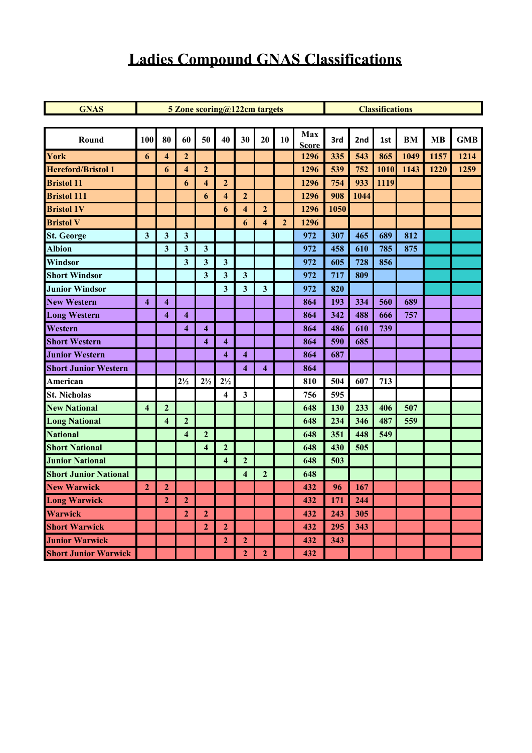# Ladies Compound GNAS Classifications

| GNAS | 5 Zone scoring@122cm targets | | | | | | | | | Classifications | | | | | |
|---|---|---|---|---|---|---|---|---|---|---|---|---|---|---|---|
| **Round** | **100** | **80** | **60** | **50** | **40** | **30** | **20** | **10** | **Max Score** | **3rd** | **2nd** | **1st** | **BM** | **MB** | **GMB** |
| York | 6 | 4 | 2 | | | | | | 1296 | 335 | 543 | 865 | 1049 | 1157 | 1214 |
| Hereford/Bristol 1 | | 6 | 4 | 2 | | | | | 1296 | 539 | 752 | 1010 | 1143 | 1220 | 1259 |
| Bristol 11 | | | 6 | 4 | 2 | | | | 1296 | 754 | 933 | 1119 | | | |
| Bristol 111 | | | | 6 | 4 | 2 | | | 1296 | 908 | 1044 | | | | |
| Bristol 1V | | | | | 6 | 4 | 2 | | 1296 | 1050 | | | | | |
| Bristol V | | | | | | 6 | 4 | 2 | 1296 | | | | | | |
| St. George | 3 | 3 | 3 | | | | | | 972 | 307 | 465 | 689 | 812 | | |
| Albion | | 3 | 3 | 3 | | | | | 972 | 458 | 610 | 785 | 875 | | |
| Windsor | | | 3 | 3 | 3 | | | | 972 | 605 | 728 | 856 | | | |
| Short Windsor | | | | 3 | 3 | 3 | | | 972 | 717 | 809 | | | | |
| Junior Windsor | | | | | 3 | 3 | 3 | | 972 | 820 | | | | | |
| New Western | 4 | 4 | | | | | | | 864 | 193 | 334 | 560 | 689 | | |
| Long Western | | 4 | 4 | | | | | | 864 | 342 | 488 | 666 | 757 | | |
| Western | | | 4 | 4 | | | | | 864 | 486 | 610 | 739 | | | |
| Short Western | | | | 4 | 4 | | | | 864 | 590 | 685 | | | | |
| Junior Western | | | | | 4 | 4 | | | 864 | 687 | | | | | |
| Short Junior Western | | | | | | 4 | 4 | | 864 | | | | | | |
| American | | | 2½ | 2½ | 2½ | | | | 810 | 504 | 607 | 713 | | | |
| St. Nicholas | | | | | 4 | 3 | | | 756 | 595 | | | | | |
| New National | 4 | 2 | | | | | | | 648 | 130 | 233 | 406 | 507 | | |
| Long National | | 4 | 2 | | | | | | 648 | 234 | 346 | 487 | 559 | | |
| National | | | 4 | 2 | | | | | 648 | 351 | 448 | 549 | | | |
| Short National | | | | 4 | 2 | | | | 648 | 430 | 505 | | | | |
| Junior National | | | | | 4 | 2 | | | 648 | 503 | | | | | |
| Short Junior National | | | | | | 4 | 2 | | 648 | | | | | | |
| New Warwick | 2 | 2 | | | | | | | 432 | 96 | 167 | | | | |
| Long Warwick | | 2 | 2 | | | | | | 432 | 171 | 244 | | | | |
| Warwick | | | 2 | 2 | | | | | 432 | 243 | 305 | | | | |
| Short Warwick | | | | 2 | 2 | | | | 432 | 295 | 343 | | | | |
| Junior Warwick | | | | | 2 | 2 | | | 432 | 343 | | | | | |
| Short Junior Warwick | | | | | | 2 | 2 | | 432 | | | | | | |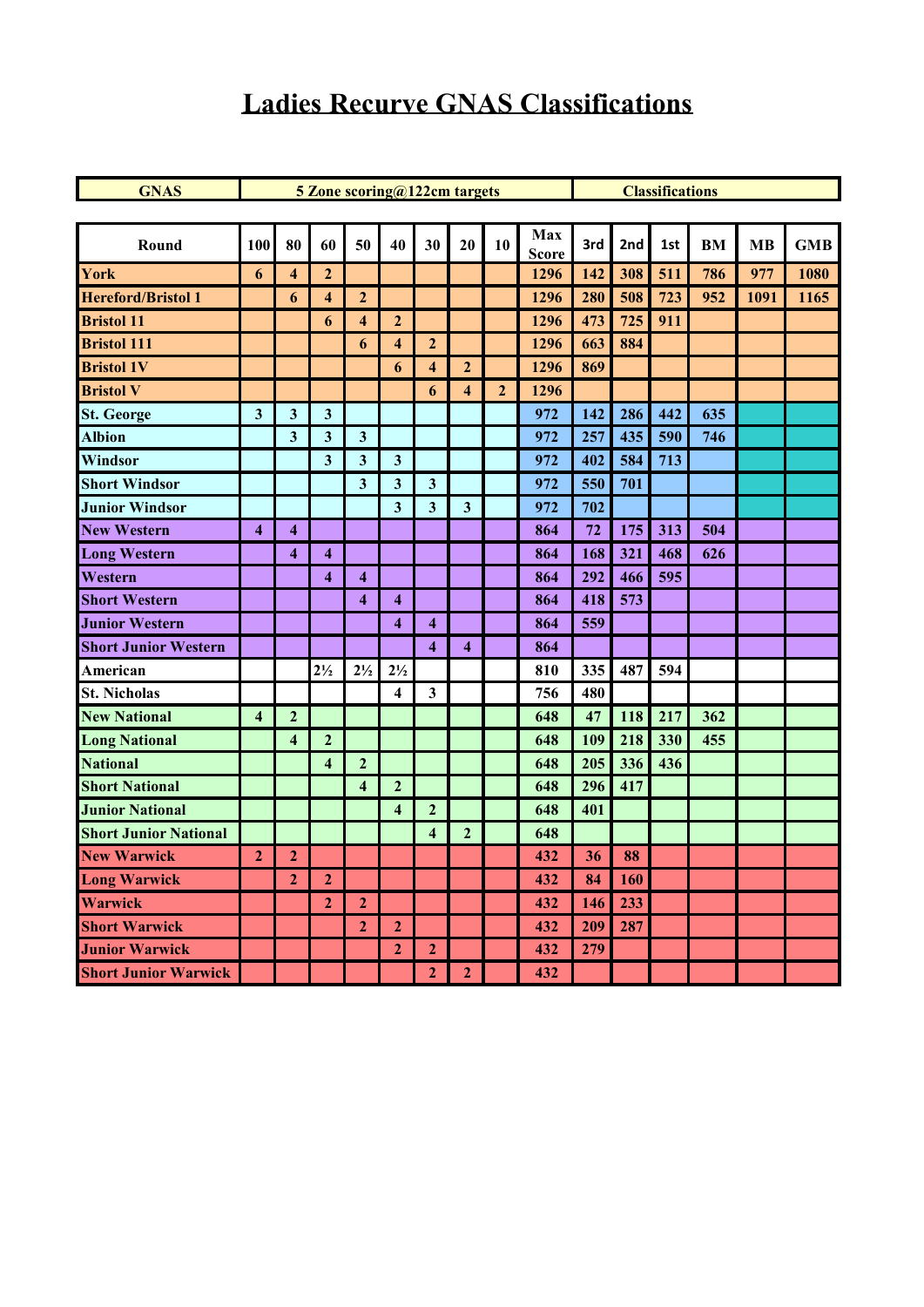# Ladies Recurve GNAS Classifications

| GNAS | 5 Zone scoring@122cm targets | | | | | | | | | Classifications | | | | | |
|---|---|---|---|---|---|---|---|---|---|---|---|---|---|---|---|
| Round | 100 | 80 | 60 | 50 | 40 | 30 | 20 | 10 | Max Score | 3rd | 2nd | 1st | BM | MB | GMB |
| York | 6 | 4 | 2 | | | | | | 1296 | 142 | 308 | 511 | 786 | 977 | 1080 |
| Hereford/Bristol 1 | | 6 | 4 | 2 | | | | | 1296 | 280 | 508 | 723 | 952 | 1091 | 1165 |
| Bristol 11 | | | 6 | 4 | 2 | | | | 1296 | 473 | 725 | 911 | | | |
| Bristol 111 | | | | 6 | 4 | 2 | | | 1296 | 663 | 884 | | | | |
| Bristol 1V | | | | | 6 | 4 | 2 | | 1296 | 869 | | | | | |
| Bristol V | | | | | | 6 | 4 | 2 | 1296 | | | | | | |
| St. George | 3 | 3 | 3 | | | | | | 972 | 142 | 286 | 442 | 635 | | |
| Albion | | 3 | 3 | 3 | | | | | 972 | 257 | 435 | 590 | 746 | | |
| Windsor | | | 3 | 3 | 3 | | | | 972 | 402 | 584 | 713 | | | |
| Short Windsor | | | | 3 | 3 | 3 | | | 972 | 550 | 701 | | | | |
| Junior Windsor | | | | | 3 | 3 | 3 | | 972 | 702 | | | | | |
| New Western | 4 | 4 | | | | | | | 864 | 72 | 175 | 313 | 504 | | |
| Long Western | | 4 | 4 | | | | | | 864 | 168 | 321 | 468 | 626 | | |
| Western | | | 4 | 4 | | | | | 864 | 292 | 466 | 595 | | | |
| Short Western | | | | 4 | 4 | | | | 864 | 418 | 573 | | | | |
| Junior Western | | | | | 4 | 4 | | | 864 | 559 | | | | | |
| Short Junior Western | | | | | | 4 | 4 | | 864 | | | | | | |
| American | | | 2½ | 2½ | 2½ | | | | 810 | 335 | 487 | 594 | | | |
| St. Nicholas | | | | | 4 | 3 | | | 756 | 480 | | | | | |
| New National | 4 | 2 | | | | | | | 648 | 47 | 118 | 217 | 362 | | |
| Long National | | 4 | 2 | | | | | | 648 | 109 | 218 | 330 | 455 | | |
| National | | | 4 | 2 | | | | | 648 | 205 | 336 | 436 | | | |
| Short National | | | | 4 | 2 | | | | 648 | 296 | 417 | | | | |
| Junior National | | | | | 4 | 2 | | | 648 | 401 | | | | | |
| Short Junior National | | | | | | 4 | 2 | | 648 | | | | | | |
| New Warwick | 2 | 2 | | | | | | | 432 | 36 | 88 | | | | |
| Long Warwick | | 2 | 2 | | | | | | 432 | 84 | 160 | | | | |
| Warwick | | | 2 | 2 | | | | | 432 | 146 | 233 | | | | |
| Short Warwick | | | | 2 | 2 | | | | 432 | 209 | 287 | | | | |
| Junior Warwick | | | | | 2 | 2 | | | 432 | 279 | | | | | |
| Short Junior Warwick | | | | | | 2 | 2 | | 432 | | | | | | |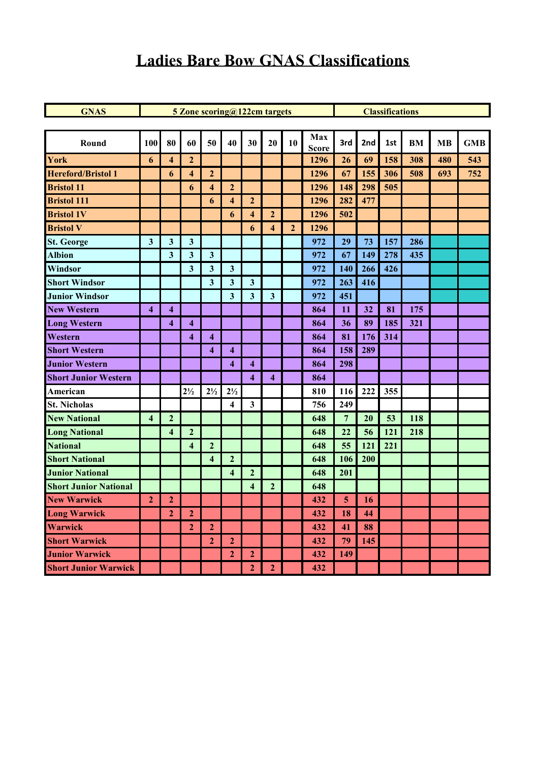# Ladies Bare Bow GNAS Classifications

| GNAS | 5 Zone scoring@122cm targets | | | | | | | | | Classifications | | | | | |
|---|---|---|---|---|---|---|---|---|---|---|---|---|---|---|---|
| **Round** | **100** | **80** | **60** | **50** | **40** | **30** | **20** | **10** | **Max Score** | **3rd** | **2nd** | **1st** | **BM** | **MB** | **GMB** |
| York | 6 | 4 | 2 | | | | | | 1296 | 26 | 69 | 158 | 308 | 480 | 543 |
| Hereford/Bristol 1 | | 6 | 4 | 2 | | | | | 1296 | 67 | 155 | 306 | 508 | 693 | 752 |
| Bristol 11 | | | 6 | 4 | 2 | | | | 1296 | 148 | 298 | 505 | | | |
| Bristol 111 | | | | 6 | 4 | 2 | | | 1296 | 282 | 477 | | | | |
| Bristol 1V | | | | | 6 | 4 | 2 | | 1296 | 502 | | | | | |
| Bristol V | | | | | | 6 | 4 | 2 | 1296 | | | | | | |
| St. George | 3 | 3 | 3 | | | | | | 972 | 29 | 73 | 157 | 286 | | |
| Albion | | 3 | 3 | 3 | | | | | 972 | 67 | 149 | 278 | 435 | | |
| Windsor | | | 3 | 3 | 3 | | | | 972 | 140 | 266 | 426 | | | |
| Short Windsor | | | | 3 | 3 | 3 | | | 972 | 263 | 416 | | | | |
| Junior Windsor | | | | | 3 | 3 | 3 | | 972 | 451 | | | | | |
| New Western | 4 | 4 | | | | | | | 864 | 11 | 32 | 81 | 175 | | |
| Long Western | | 4 | 4 | | | | | | 864 | 36 | 89 | 185 | 321 | | |
| Western | | | 4 | 4 | | | | | 864 | 81 | 176 | 314 | | | |
| Short Western | | | | 4 | 4 | | | | 864 | 158 | 289 | | | | |
| Junior Western | | | | | 4 | 4 | | | 864 | 298 | | | | | |
| Short Junior Western | | | | | | 4 | 4 | | 864 | | | | | | |
| American | | | 2½ | 2½ | 2½ | | | | 810 | 116 | 222 | 355 | | | |
| St. Nicholas | | | | | 4 | 3 | | | 756 | 249 | | | | | |
| New National | 4 | 2 | | | | | | | 648 | 7 | 20 | 53 | 118 | | |
| Long National | | 4 | 2 | | | | | | 648 | 22 | 56 | 121 | 218 | | |
| National | | | 4 | 2 | | | | | 648 | 55 | 121 | 221 | | | |
| Short National | | | | 4 | 2 | | | | 648 | 106 | 200 | | | | |
| Junior National | | | | | 4 | 2 | | | 648 | 201 | | | | | |
| Short Junior National | | | | | | 4 | 2 | | 648 | | | | | | |
| New Warwick | 2 | 2 | | | | | | | 432 | 5 | 16 | | | | |
| Long Warwick | | 2 | 2 | | | | | | 432 | 18 | 44 | | | | |
| Warwick | | | 2 | 2 | | | | | 432 | 41 | 88 | | | | |
| Short Warwick | | | | 2 | 2 | | | | 432 | 79 | 145 | | | | |
| Junior Warwick | | | | | 2 | 2 | | | 432 | 149 | | | | | |
| Short Junior Warwick | | | | | | 2 | 2 | | 432 | | | | | | |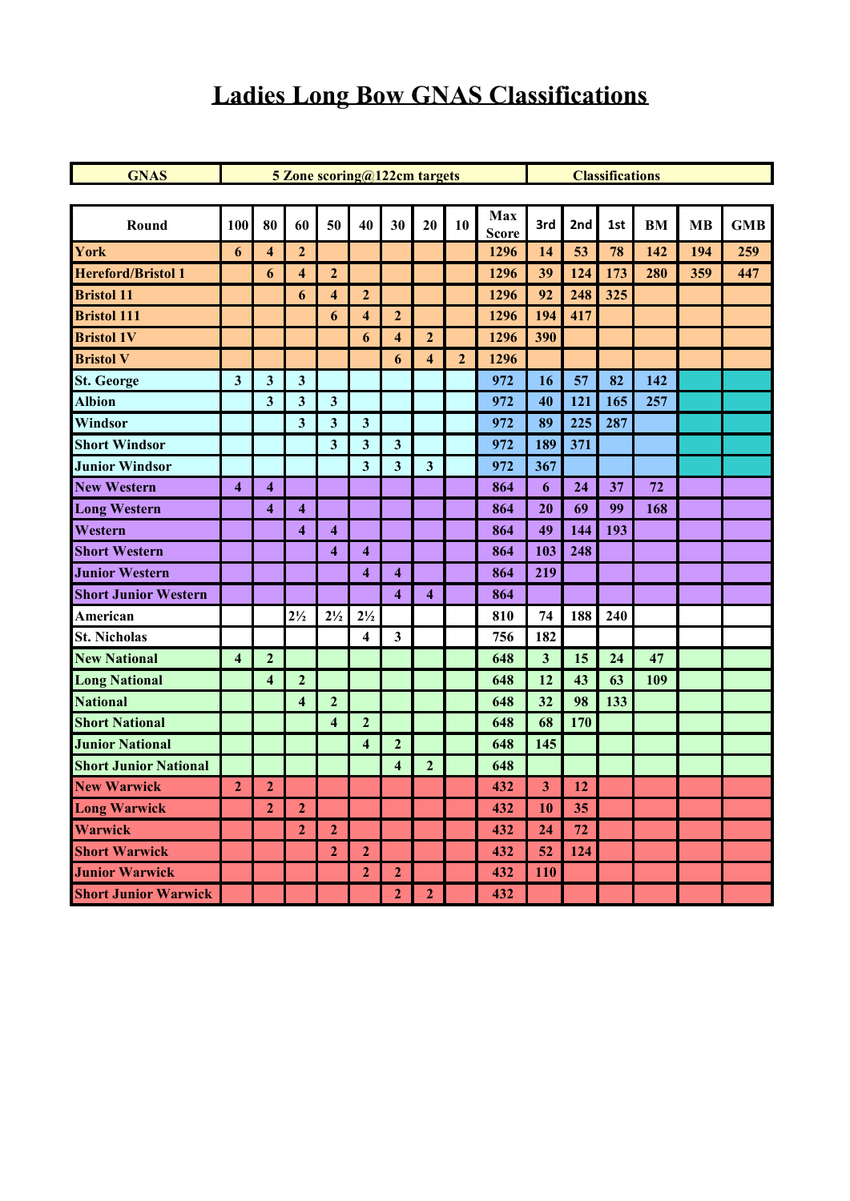# Ladies Long Bow GNAS Classifications

| GNAS | 5 Zone scoring@122cm targets | | | | | | | | | Classifications | | | | | |
|---|---|---|---|---|---|---|---|---|---|---|---|---|---|---|---|
| **Round** | **100** | **80** | **60** | **50** | **40** | **30** | **20** | **10** | **Max Score** | **3rd** | **2nd** | **1st** | **BM** | **MB** | **GMB** |
| York | 6 | 4 | 2 | | | | | | 1296 | 14 | 53 | 78 | 142 | 194 | 259 |
| Hereford/Bristol 1 | | 6 | 4 | 2 | | | | | 1296 | 39 | 124 | 173 | 280 | 359 | 447 |
| Bristol 11 | | | 6 | 4 | 2 | | | | 1296 | 92 | 248 | 325 | | | |
| Bristol 111 | | | | 6 | 4 | 2 | | | 1296 | 194 | 417 | | | | |
| Bristol 1V | | | | | 6 | 4 | 2 | | 1296 | 390 | | | | | |
| Bristol V | | | | | | 6 | 4 | 2 | 1296 | | | | | | |
| St. George | 3 | 3 | 3 | | | | | | 972 | 16 | 57 | 82 | 142 | | |
| Albion | | 3 | 3 | 3 | | | | | 972 | 40 | 121 | 165 | 257 | | |
| Windsor | | | 3 | 3 | 3 | | | | 972 | 89 | 225 | 287 | | | |
| Short Windsor | | | | 3 | 3 | 3 | | | 972 | 189 | 371 | | | | |
| Junior Windsor | | | | | 3 | 3 | 3 | | 972 | 367 | | | | | |
| New Western | 4 | 4 | | | | | | | 864 | 6 | 24 | 37 | 72 | | |
| Long Western | | 4 | 4 | | | | | | 864 | 20 | 69 | 99 | 168 | | |
| Western | | | 4 | 4 | | | | | 864 | 49 | 144 | 193 | | | |
| Short Western | | | | 4 | 4 | | | | 864 | 103 | 248 | | | | |
| Junior Western | | | | | 4 | 4 | | | 864 | 219 | | | | | |
| Short Junior Western | | | | | | 4 | 4 | | 864 | | | | | | |
| American | | | 2½ | 2½ | 2½ | | | | 810 | 74 | 188 | 240 | | | |
| St. Nicholas | | | | | 4 | 3 | | | 756 | 182 | | | | | |
| New National | 4 | 2 | | | | | | | 648 | 3 | 15 | 24 | 47 | | |
| Long National | | 4 | 2 | | | | | | 648 | 12 | 43 | 63 | 109 | | |
| National | | | 4 | 2 | | | | | 648 | 32 | 98 | 133 | | | |
| Short National | | | | 4 | 2 | | | | 648 | 68 | 170 | | | | |
| Junior National | | | | | 4 | 2 | | | 648 | 145 | | | | | |
| Short Junior National | | | | | | 4 | 2 | | 648 | | | | | | |
| New Warwick | 2 | 2 | | | | | | | 432 | 3 | 12 | | | | |
| Long Warwick | | 2 | 2 | | | | | | 432 | 10 | 35 | | | | |
| Warwick | | | 2 | 2 | | | | | 432 | 24 | 72 | | | | |
| Short Warwick | | | | 2 | 2 | | | | 432 | 52 | 124 | | | | |
| Junior Warwick | | | | | 2 | 2 | | | 432 | 110 | | | | | |
| Short Junior Warwick | | | | | | 2 | 2 | | 432 | | | | | | |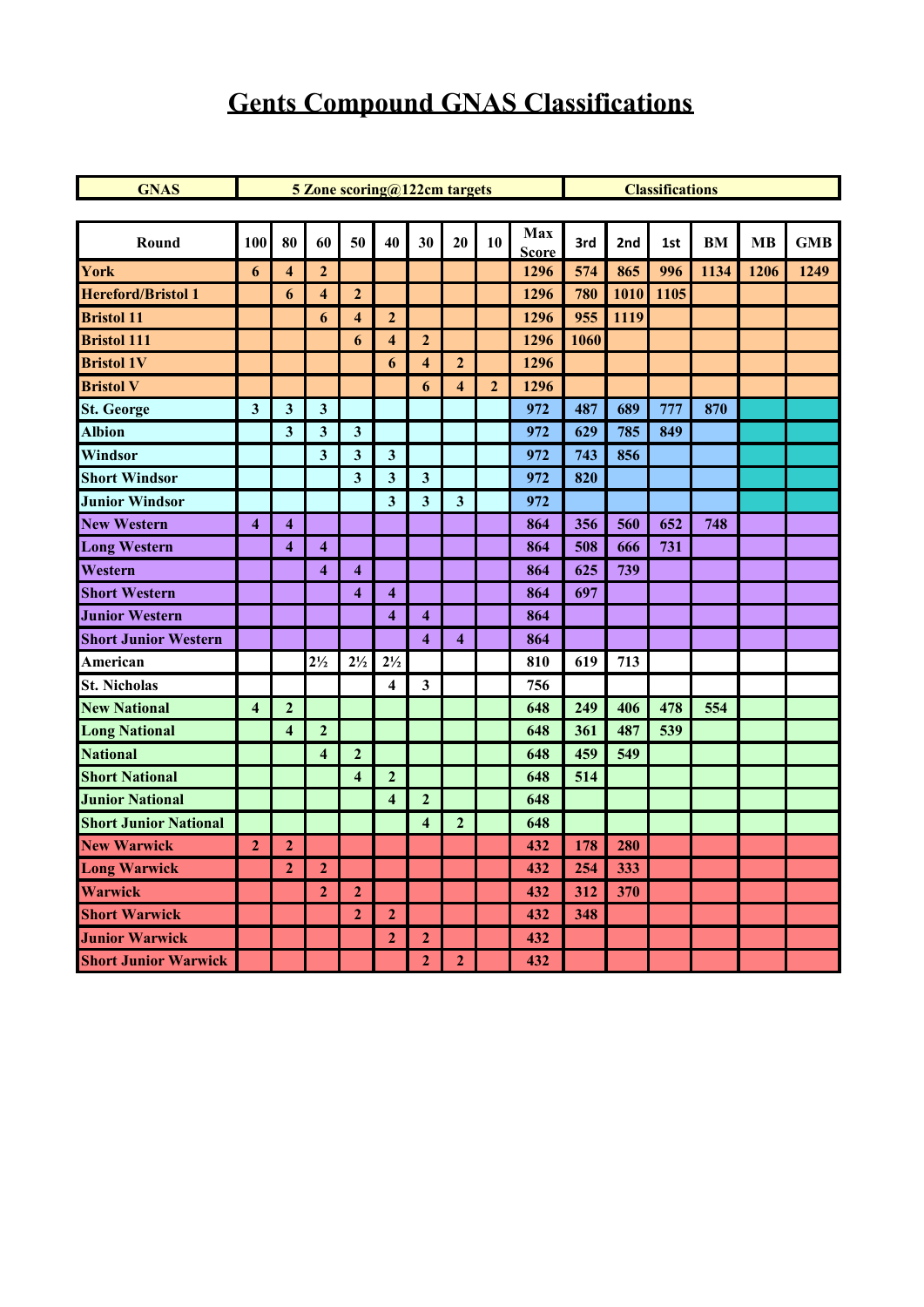# Gents Compound GNAS Classifications

| GNAS | 5 Zone scoring@122cm targets | | | | | | | | | Classifications | | | | | |
|---|---|---|---|---|---|---|---|---|---|---|---|---|---|---|---|
| **Round** | **100** | **80** | **60** | **50** | **40** | **30** | **20** | **10** | **Max Score** | **3rd** | **2nd** | **1st** | **BM** | **MB** | **GMB** |
| York | 6 | 4 | 2 | | | | | | 1296 | 574 | 865 | 996 | 1134 | 1206 | 1249 |
| Hereford/Bristol 1 | | 6 | 4 | 2 | | | | | 1296 | 780 | 1010 | 1105 | | | |
| Bristol 11 | | | 6 | 4 | 2 | | | | 1296 | 955 | 1119 | | | | |
| Bristol 111 | | | | 6 | 4 | 2 | | | 1296 | 1060 | | | | | |
| Bristol 1V | | | | | 6 | 4 | 2 | | 1296 | | | | | | |
| Bristol V | | | | | | 6 | 4 | 2 | 1296 | | | | | | |
| St. George | 3 | 3 | 3 | | | | | | 972 | 487 | 689 | 777 | 870 | | |
| Albion | | 3 | 3 | 3 | | | | | 972 | 629 | 785 | 849 | | | |
| Windsor | | | 3 | 3 | 3 | | | | 972 | 743 | 856 | | | | |
| Short Windsor | | | | 3 | 3 | 3 | | | 972 | 820 | | | | | |
| Junior Windsor | | | | | 3 | 3 | 3 | | 972 | | | | | | |
| New Western | 4 | 4 | | | | | | | 864 | 356 | 560 | 652 | 748 | | |
| Long Western | | 4 | 4 | | | | | | 864 | 508 | 666 | 731 | | | |
| Western | | | 4 | 4 | | | | | 864 | 625 | 739 | | | | |
| Short Western | | | | 4 | 4 | | | | 864 | 697 | | | | | |
| Junior Western | | | | | 4 | 4 | | | 864 | | | | | | |
| Short Junior Western | | | | | | 4 | 4 | | 864 | | | | | | |
| American | | | 2½ | 2½ | 2½ | | | | 810 | 619 | 713 | | | | |
| St. Nicholas | | | | | 4 | 3 | | | 756 | | | | | | |
| New National | 4 | 2 | | | | | | | 648 | 249 | 406 | 478 | 554 | | |
| Long National | | 4 | 2 | | | | | | 648 | 361 | 487 | 539 | | | |
| National | | | 4 | 2 | | | | | 648 | 459 | 549 | | | | |
| Short National | | | | 4 | 2 | | | | 648 | 514 | | | | | |
| Junior National | | | | | 4 | 2 | | | 648 | | | | | | |
| Short Junior National | | | | | | 4 | 2 | | 648 | | | | | | |
| New Warwick | 2 | 2 | | | | | | | 432 | 178 | 280 | | | | |
| Long Warwick | | 2 | 2 | | | | | | 432 | 254 | 333 | | | | |
| Warwick | | | 2 | 2 | | | | | 432 | 312 | 370 | | | | |
| Short Warwick | | | | 2 | 2 | | | | 432 | 348 | | | | | |
| Junior Warwick | | | | | 2 | 2 | | | 432 | | | | | | |
| Short Junior Warwick | | | | | | 2 | 2 | | 432 | | | | | | |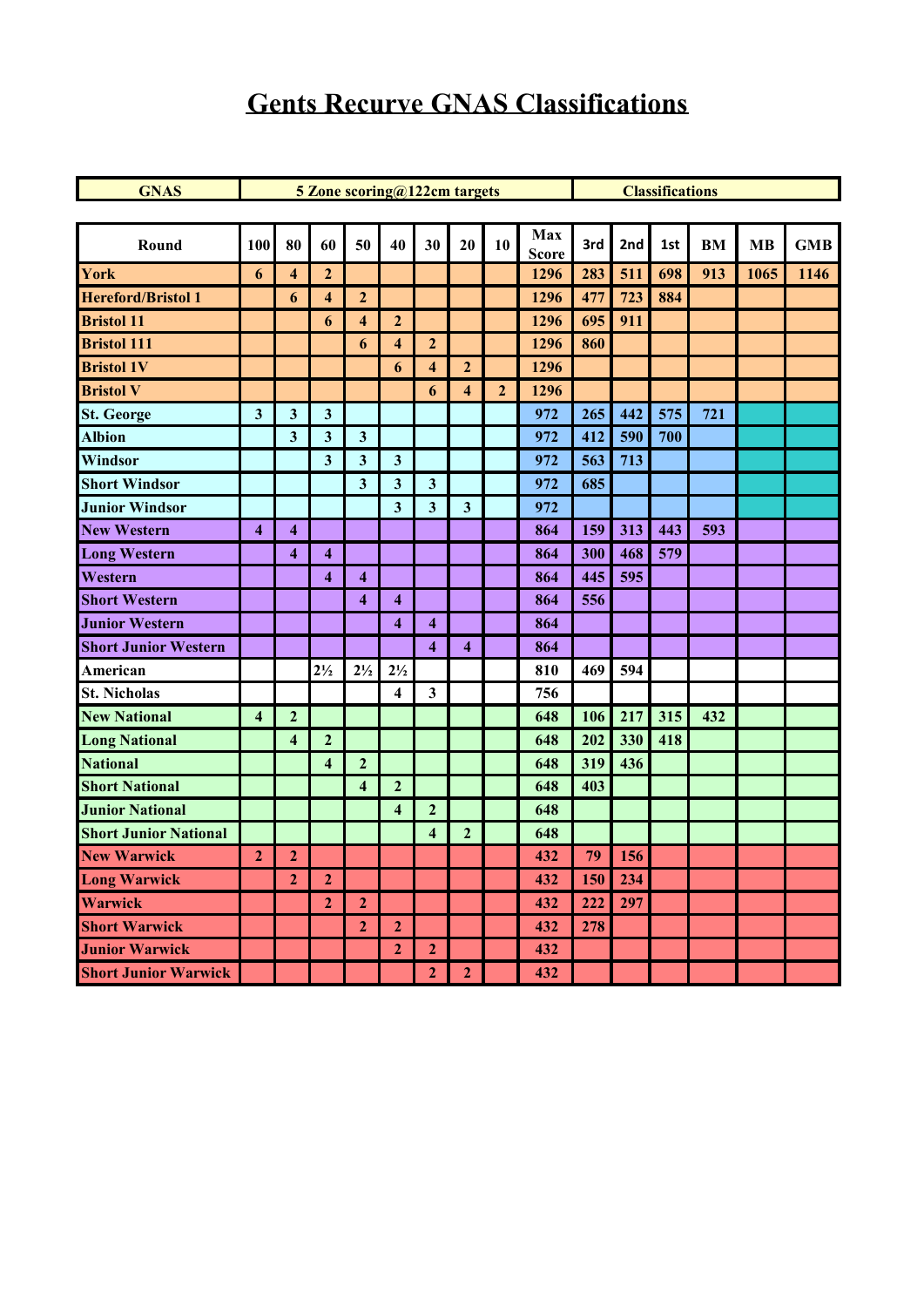# Gents Recurve GNAS Classifications

| GNAS | 5 Zone scoring@122cm targets | | | | | | | | | Classifications | | | | | |
|---|---|---|---|---|---|---|---|---|---|---|---|---|---|---|---|
| **Round** | **100** | **80** | **60** | **50** | **40** | **30** | **20** | **10** | **Max Score** | **3rd** | **2nd** | **1st** | **BM** | **MB** | **GMB** |
| York | 6 | 4 | 2 | | | | | | 1296 | 283 | 511 | 698 | 913 | 1065 | 1146 |
| Hereford/Bristol 1 | | 6 | 4 | 2 | | | | | 1296 | 477 | 723 | 884 | | | |
| Bristol 11 | | | 6 | 4 | 2 | | | | 1296 | 695 | 911 | | | | |
| Bristol 111 | | | | 6 | 4 | 2 | | | 1296 | 860 | | | | | |
| Bristol 1V | | | | | 6 | 4 | 2 | | 1296 | | | | | | |
| Bristol V | | | | | | 6 | 4 | 2 | 1296 | | | | | | |
| St. George | 3 | 3 | 3 | | | | | | 972 | 265 | 442 | 575 | 721 | | |
| Albion | | 3 | 3 | 3 | | | | | 972 | 412 | 590 | 700 | | | |
| Windsor | | | 3 | 3 | 3 | | | | 972 | 563 | 713 | | | | |
| Short Windsor | | | | 3 | 3 | 3 | | | 972 | 685 | | | | | |
| Junior Windsor | | | | | 3 | 3 | 3 | | 972 | | | | | | |
| New Western | 4 | 4 | | | | | | | 864 | 159 | 313 | 443 | 593 | | |
| Long Western | | 4 | 4 | | | | | | 864 | 300 | 468 | 579 | | | |
| Western | | | 4 | 4 | | | | | 864 | 445 | 595 | | | | |
| Short Western | | | | 4 | 4 | | | | 864 | 556 | | | | | |
| Junior Western | | | | | 4 | 4 | | | 864 | | | | | | |
| Short Junior Western | | | | | | 4 | 4 | | 864 | | | | | | |
| American | | | 2½ | 2½ | 2½ | | | | 810 | 469 | 594 | | | | |
| St. Nicholas | | | | | 4 | 3 | | | 756 | | | | | | |
| New National | 4 | 2 | | | | | | | 648 | 106 | 217 | 315 | 432 | | |
| Long National | | 4 | 2 | | | | | | 648 | 202 | 330 | 418 | | | |
| National | | | 4 | 2 | | | | | 648 | 319 | 436 | | | | |
| Short National | | | | 4 | 2 | | | | 648 | 403 | | | | | |
| Junior National | | | | | 4 | 2 | | | 648 | | | | | | |
| Short Junior National | | | | | | 4 | 2 | | 648 | | | | | | |
| New Warwick | 2 | 2 | | | | | | | 432 | 79 | 156 | | | | |
| Long Warwick | | 2 | 2 | | | | | | 432 | 150 | 234 | | | | |
| Warwick | | | 2 | 2 | | | | | 432 | 222 | 297 | | | | |
| Short Warwick | | | | 2 | 2 | | | | 432 | 278 | | | | | |
| Junior Warwick | | | | | 2 | 2 | | | 432 | | | | | | |
| Short Junior Warwick | | | | | | 2 | 2 | | 432 | | | | | | |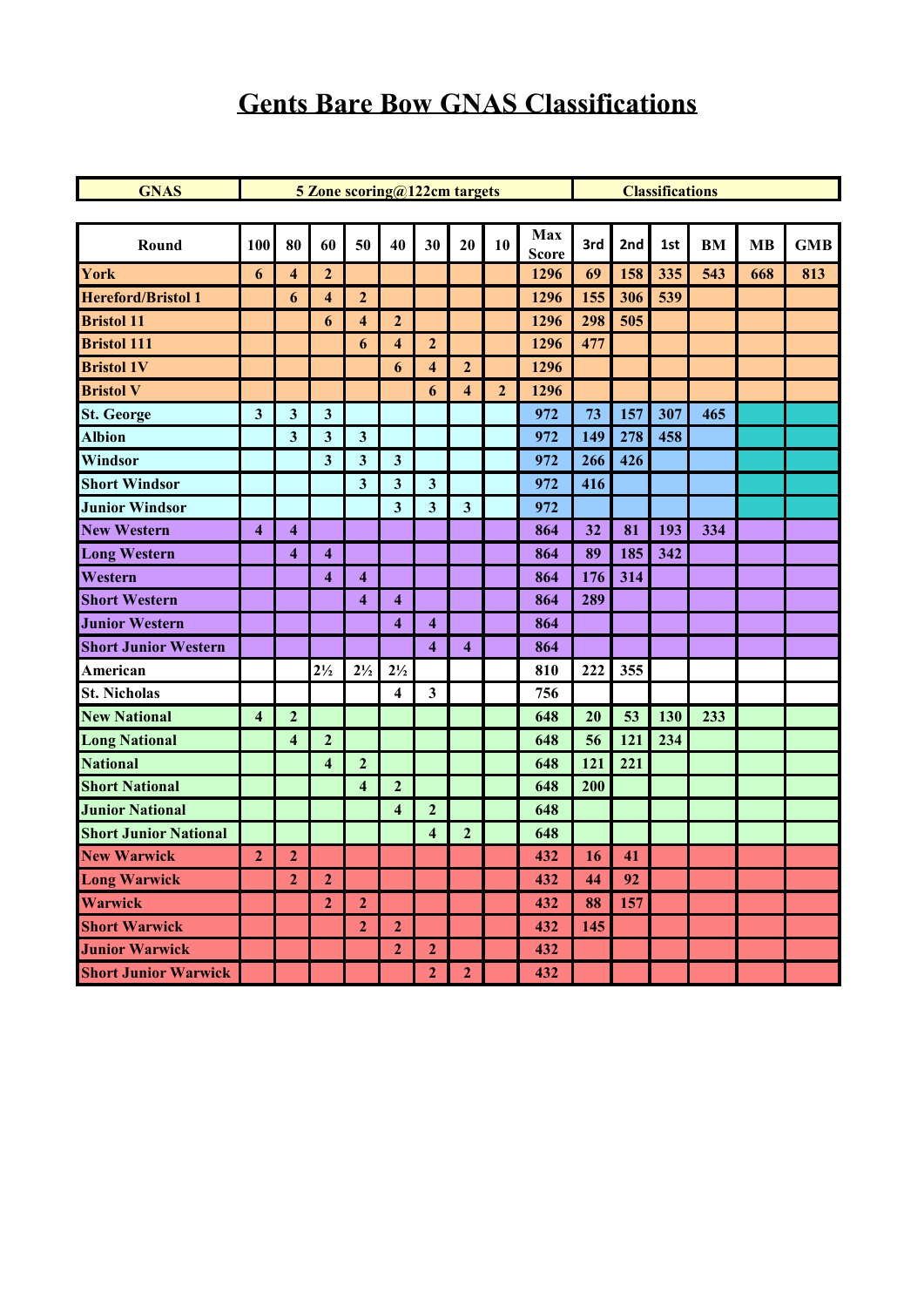# Gents Bare Bow GNAS Classifications

| GNAS | 5 Zone scoring@122cm targets | | | | | | | | | Classifications | | | | | |
|---|---|---|---|---|---|---|---|---|---|---|---|---|---|---|---|
| Round | 100 | 80 | 60 | 50 | 40 | 30 | 20 | 10 | Max Score | 3rd | 2nd | 1st | BM | MB | GMB |
| York | 6 | 4 | 2 | | | | | | 1296 | 69 | 158 | 335 | 543 | 668 | 813 |
| Hereford/Bristol 1 | | 6 | 4 | 2 | | | | | 1296 | 155 | 306 | 539 | | | |
| Bristol 11 | | | 6 | 4 | 2 | | | | 1296 | 298 | 505 | | | | |
| Bristol 111 | | | | 6 | 4 | 2 | | | 1296 | 477 | | | | | |
| Bristol 1V | | | | | 6 | 4 | 2 | | 1296 | | | | | | |
| Bristol V | | | | | | 6 | 4 | 2 | 1296 | | | | | | |
| St. George | 3 | 3 | 3 | | | | | | 972 | 73 | 157 | 307 | 465 | | |
| Albion | | 3 | 3 | 3 | | | | | 972 | 149 | 278 | 458 | | | |
| Windsor | | | 3 | 3 | 3 | | | | 972 | 266 | 426 | | | | |
| Short Windsor | | | | 3 | 3 | 3 | | | 972 | 416 | | | | | |
| Junior Windsor | | | | | 3 | 3 | 3 | | 972 | | | | | | |
| New Western | 4 | 4 | | | | | | | 864 | 32 | 81 | 193 | 334 | | |
| Long Western | | 4 | 4 | | | | | | 864 | 89 | 185 | 342 | | | |
| Western | | | 4 | 4 | | | | | 864 | 176 | 314 | | | | |
| Short Western | | | | 4 | 4 | | | | 864 | 289 | | | | | |
| Junior Western | | | | | 4 | 4 | | | 864 | | | | | | |
| Short Junior Western | | | | | | 4 | 4 | | 864 | | | | | | |
| American | | | 2½ | 2½ | 2½ | | | | 810 | 222 | 355 | | | | |
| St. Nicholas | | | | | 4 | 3 | | | 756 | | | | | | |
| New National | 4 | 2 | | | | | | | 648 | 20 | 53 | 130 | 233 | | |
| Long National | | 4 | 2 | | | | | | 648 | 56 | 121 | 234 | | | |
| National | | | 4 | 2 | | | | | 648 | 121 | 221 | | | | |
| Short National | | | | 4 | 2 | | | | 648 | 200 | | | | | |
| Junior National | | | | | 4 | 2 | | | 648 | | | | | | |
| Short Junior National | | | | | | 4 | 2 | | 648 | | | | | | |
| New Warwick | 2 | 2 | | | | | | | 432 | 16 | 41 | | | | |
| Long Warwick | | 2 | 2 | | | | | | 432 | 44 | 92 | | | | |
| Warwick | | | 2 | 2 | | | | | 432 | 88 | 157 | | | | |
| Short Warwick | | | | 2 | 2 | | | | 432 | 145 | | | | | |
| Junior Warwick | | | | | 2 | 2 | | | 432 | | | | | | |
| Short Junior Warwick | | | | | | 2 | 2 | | 432 | | | | | | |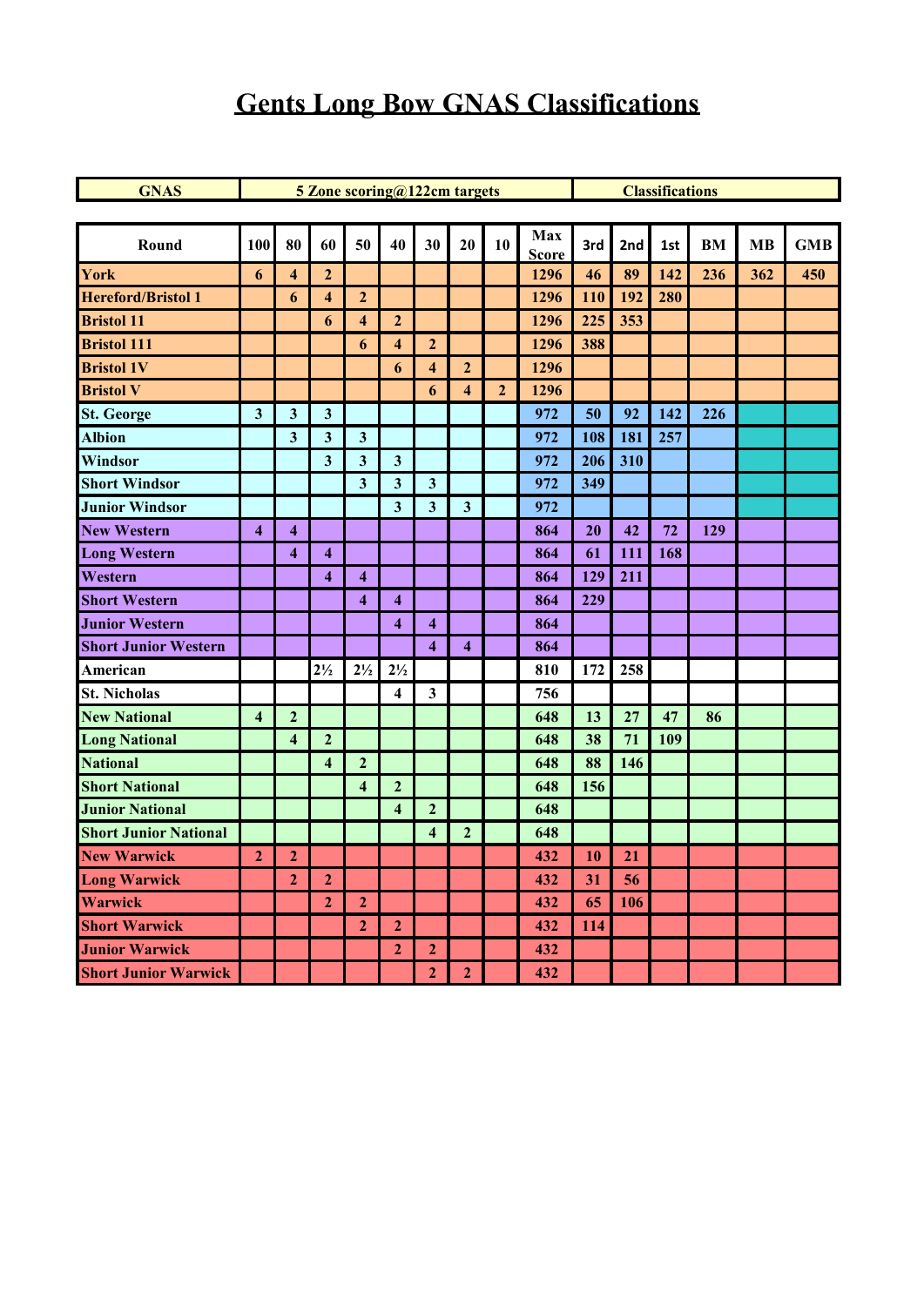# Gents Long Bow GNAS Classifications

| GNAS | 5 Zone scoring@122cm targets | | | | | | | | | Classifications | | | | | |
|---|---|---|---|---|---|---|---|---|---|---|---|---|---|---|---|
| Round | 100 | 80 | 60 | 50 | 40 | 30 | 20 | 10 | Max Score | 3rd | 2nd | 1st | BM | MB | GMB |
| York | 6 | 4 | 2 | | | | | | 1296 | 46 | 89 | 142 | 236 | 362 | 450 |
| Hereford/Bristol 1 | | 6 | 4 | 2 | | | | | 1296 | 110 | 192 | 280 | | | |
| Bristol 11 | | | 6 | 4 | 2 | | | | 1296 | 225 | 353 | | | | |
| Bristol 111 | | | | 6 | 4 | 2 | | | 1296 | 388 | | | | | |
| Bristol 1V | | | | | 6 | 4 | 2 | | 1296 | | | | | | |
| Bristol V | | | | | | 6 | 4 | 2 | 1296 | | | | | | |
| St. George | 3 | 3 | 3 | | | | | | 972 | 50 | 92 | 142 | 226 | | |
| Albion | | 3 | 3 | 3 | | | | | 972 | 108 | 181 | 257 | | | |
| Windsor | | | 3 | 3 | 3 | | | | 972 | 206 | 310 | | | | |
| Short Windsor | | | | 3 | 3 | 3 | | | 972 | 349 | | | | | |
| Junior Windsor | | | | | 3 | 3 | 3 | | 972 | | | | | | |
| New Western | 4 | 4 | | | | | | | 864 | 20 | 42 | 72 | 129 | | |
| Long Western | | 4 | 4 | | | | | | 864 | 61 | 111 | 168 | | | |
| Western | | | 4 | 4 | | | | | 864 | 129 | 211 | | | | |
| Short Western | | | | 4 | 4 | | | | 864 | 229 | | | | | |
| Junior Western | | | | | 4 | 4 | | | 864 | | | | | | |
| Short Junior Western | | | | | | 4 | 4 | | 864 | | | | | | |
| American | | | 2½ | 2½ | 2½ | | | | 810 | 172 | 258 | | | | |
| St. Nicholas | | | | | 4 | 3 | | | 756 | | | | | | |
| New National | 4 | 2 | | | | | | | 648 | 13 | 27 | 47 | 86 | | |
| Long National | | 4 | 2 | | | | | | 648 | 38 | 71 | 109 | | | |
| National | | | 4 | 2 | | | | | 648 | 88 | 146 | | | | |
| Short National | | | | 4 | 2 | | | | 648 | 156 | | | | | |
| Junior National | | | | | 4 | 2 | | | 648 | | | | | | |
| Short Junior National | | | | | | 4 | 2 | | 648 | | | | | | |
| New Warwick | 2 | 2 | | | | | | | 432 | 10 | 21 | | | | |
| Long Warwick | | 2 | 2 | | | | | | 432 | 31 | 56 | | | | |
| Warwick | | | 2 | 2 | | | | | 432 | 65 | 106 | | | | |
| Short Warwick | | | | 2 | 2 | | | | 432 | 114 | | | | | |
| Junior Warwick | | | | | 2 | 2 | | | 432 | | | | | | |
| Short Junior Warwick | | | | | | 2 | 2 | | 432 | | | | | | |